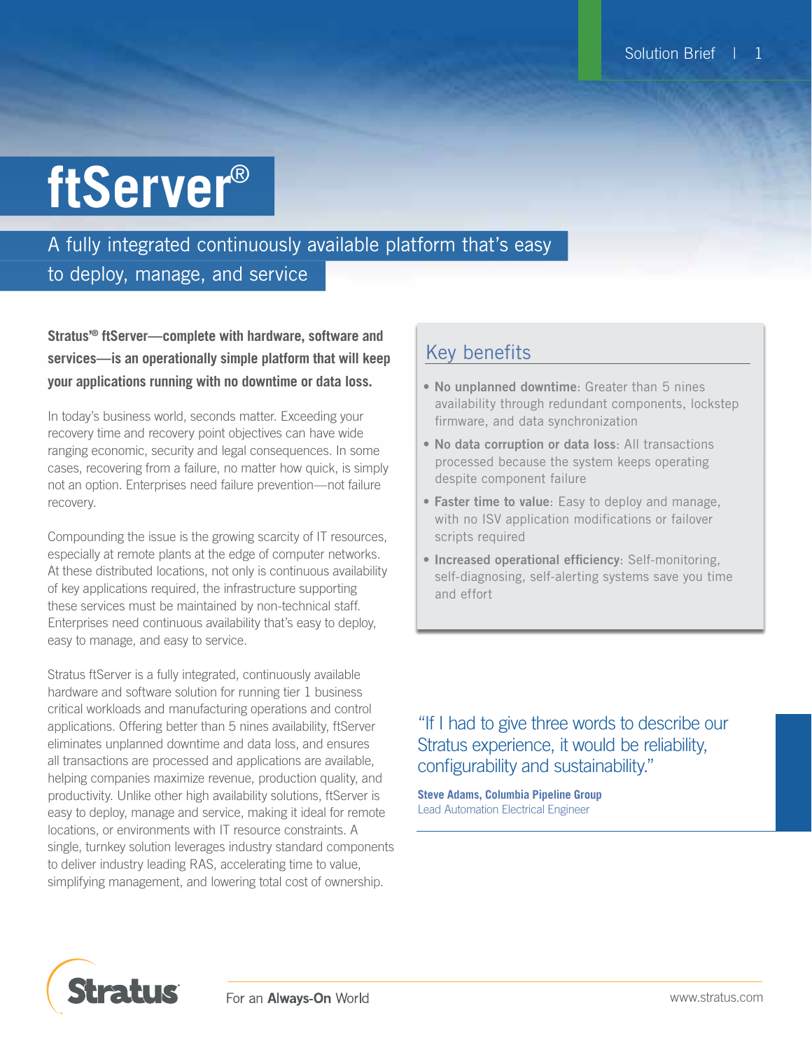# ftServer®

## A fully integrated continuously available platform that's easy to deploy, manage, and service

**Stratus®® ftServer—complete with hardware, software and services—is an operationally simple platform that will keep your applications running with no downtime or data loss.**

In today's business world, seconds matter. Exceeding your recovery time and recovery point objectives can have wide ranging economic, security and legal consequences. In some cases, recovering from a failure, no matter how quick, is simply not an option. Enterprises need failure prevention—not failure recovery.

Compounding the issue is the growing scarcity of IT resources, especially at remote plants at the edge of computer networks. At these distributed locations, not only is continuous availability of key applications required, the infrastructure supporting these services must be maintained by non-technical staff. Enterprises need continuous availability that's easy to deploy, easy to manage, and easy to service.

Stratus ftServer is a fully integrated, continuously available hardware and software solution for running tier 1 business critical workloads and manufacturing operations and control applications. Offering better than 5 nines availability, ftServer eliminates unplanned downtime and data loss, and ensures all transactions are processed and applications are available, helping companies maximize revenue, production quality, and productivity. Unlike other high availability solutions, ftServer is easy to deploy, manage and service, making it ideal for remote locations, or environments with IT resource constraints. A single, turnkey solution leverages industry standard components to deliver industry leading RAS, accelerating time to value, simplifying management, and lowering total cost of ownership.

## Key benefits

- **No unplanned downtime**: Greater than 5 nines availability through redundant components, lockstep firmware, and data synchronization
- **No data corruption or data loss**: All transactions processed because the system keeps operating despite component failure
- **Faster time to value**: Easy to deploy and manage, with no ISV application modifications or failover scripts required
- **Increased operational efficiency**: Self-monitoring, self-diagnosing, self-alerting systems save you time and effort

"If I had to give three words to describe our Stratus experience, it would be reliability, configurability and sustainability."

**Steve Adams, Columbia Pipeline Group**
Lead Automation Electrical Engineer

Stratus — For an **Always-On** World — www.stratus.com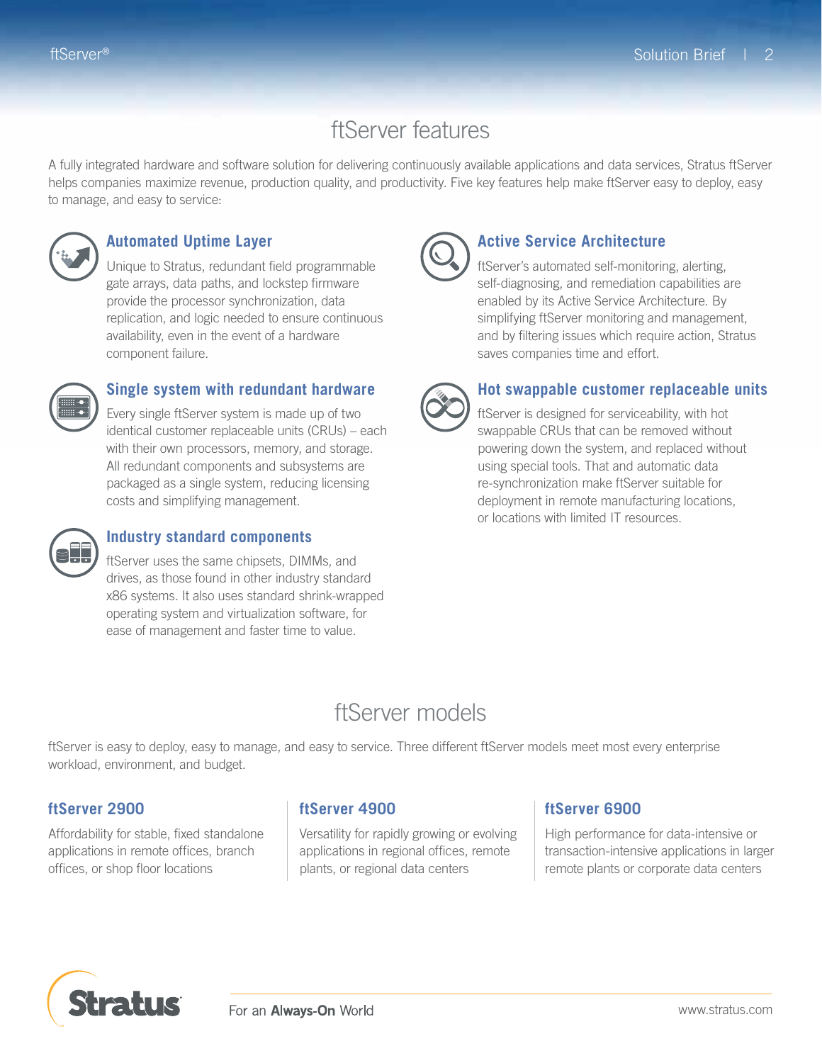# ftServer features

A fully integrated hardware and software solution for delivering continuously available applications and data services, Stratus ftServer helps companies maximize revenue, production quality, and productivity. Five key features help make ftServer easy to deploy, easy to manage, and easy to service:

### Automated Uptime Layer

Unique to Stratus, redundant field programmable gate arrays, data paths, and lockstep firmware provide the processor synchronization, data replication, and logic needed to ensure continuous availability, even in the event of a hardware component failure.

### Single system with redundant hardware

Every single ftServer system is made up of two identical customer replaceable units (CRUs) – each with their own processors, memory, and storage. All redundant components and subsystems are packaged as a single system, reducing licensing costs and simplifying management.

### Industry standard components

ftServer uses the same chipsets, DIMMs, and drives, as those found in other industry standard x86 systems. It also uses standard shrink-wrapped operating system and virtualization software, for ease of management and faster time to value.

### Active Service Architecture

ftServer's automated self-monitoring, alerting, self-diagnosing, and remediation capabilities are enabled by its Active Service Architecture. By simplifying ftServer monitoring and management, and by filtering issues which require action, Stratus saves companies time and effort.

### Hot swappable customer replaceable units

ftServer is designed for serviceability, with hot swappable CRUs that can be removed without powering down the system, and replaced without using special tools. That and automatic data re-synchronization make ftServer suitable for deployment in remote manufacturing locations, or locations with limited IT resources.

# ftServer models

ftServer is easy to deploy, easy to manage, and easy to service. Three different ftServer models meet most every enterprise workload, environment, and budget.

### ftServer 2900

Affordability for stable, fixed standalone applications in remote offices, branch offices, or shop floor locations

### ftServer 4900

Versatility for rapidly growing or evolving applications in regional offices, remote plants, or regional data centers

### ftServer 6900

High performance for data-intensive or transaction-intensive applications in larger remote plants or corporate data centers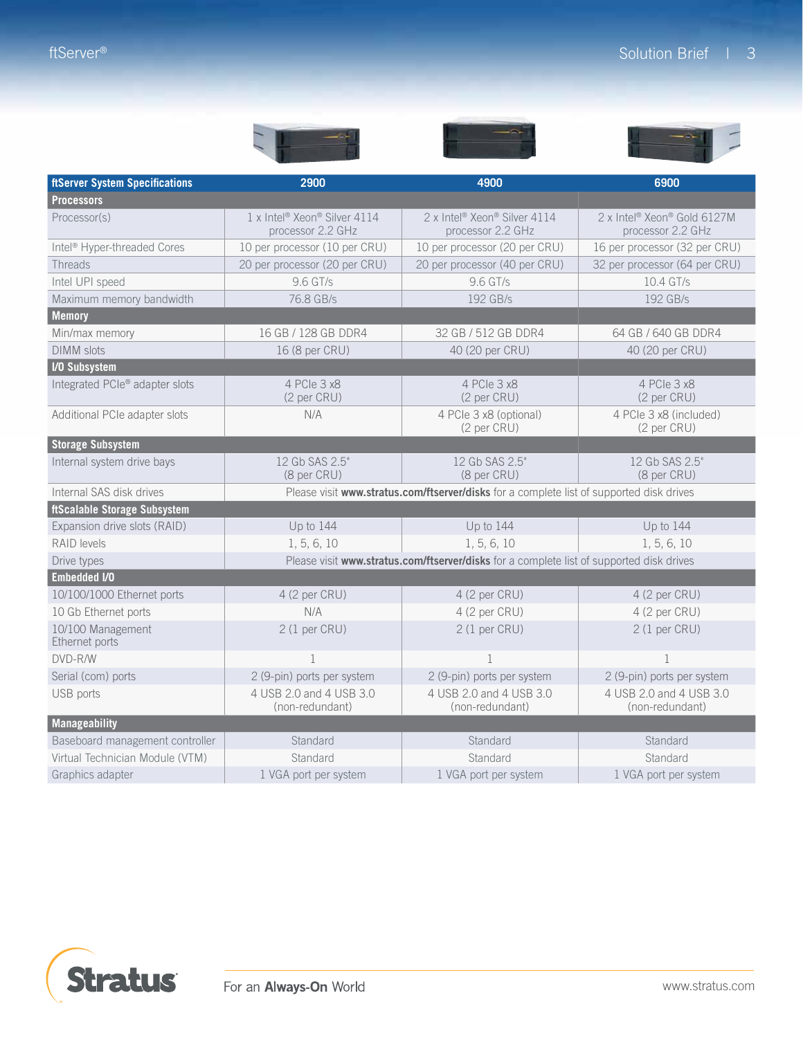| ftServer System Specifications | 2900 | 4900 | 6900 |
|---|---|---|---|
| **Processors** | | | |
| Processor(s) | 1 x Intel® Xeon® Silver 4114 processor 2.2 GHz | 2 x Intel® Xeon® Silver 4114 processor 2.2 GHz | 2 x Intel® Xeon® Gold 6127M processor 2.2 GHz |
| Intel® Hyper-threaded Cores | 10 per processor (10 per CRU) | 10 per processor (20 per CRU) | 16 per processor (32 per CRU) |
| Threads | 20 per processor (20 per CRU) | 20 per processor (40 per CRU) | 32 per processor (64 per CRU) |
| Intel UPI speed | 9.6 GT/s | 9.6 GT/s | 10.4 GT/s |
| Maximum memory bandwidth | 76.8 GB/s | 192 GB/s | 192 GB/s |
| **Memory** | | | |
| Min/max memory | 16 GB / 128 GB DDR4 | 32 GB / 512 GB DDR4 | 64 GB / 640 GB DDR4 |
| DIMM slots | 16 (8 per CRU) | 40 (20 per CRU) | 40 (20 per CRU) |
| **I/O Subsystem** | | | |
| Integrated PCIe® adapter slots | 4 PCIe 3 x8 (2 per CRU) | 4 PCIe 3 x8 (2 per CRU) | 4 PCIe 3 x8 (2 per CRU) |
| Additional PCIe adapter slots | N/A | 4 PCIe 3 x8 (optional) (2 per CRU) | 4 PCIe 3 x8 (included) (2 per CRU) |
| **Storage Subsystem** | | | |
| Internal system drive bays | 12 Gb SAS 2.5" (8 per CRU) | 12 Gb SAS 2.5" (8 per CRU) | 12 Gb SAS 2.5" (8 per CRU) |
| Internal SAS disk drives | Please visit **www.stratus.com/ftserver/disks** for a complete list of supported disk drives | | |
| **ftScalable Storage Subsystem** | | | |
| Expansion drive slots (RAID) | Up to 144 | Up to 144 | Up to 144 |
| RAID levels | 1, 5, 6, 10 | 1, 5, 6, 10 | 1, 5, 6, 10 |
| Drive types | Please visit **www.stratus.com/ftserver/disks** for a complete list of supported disk drives | | |
| **Embedded I/O** | | | |
| 10/100/1000 Ethernet ports | 4 (2 per CRU) | 4 (2 per CRU) | 4 (2 per CRU) |
| 10 Gb Ethernet ports | N/A | 4 (2 per CRU) | 4 (2 per CRU) |
| 10/100 Management Ethernet ports | 2 (1 per CRU) | 2 (1 per CRU) | 2 (1 per CRU) |
| DVD-R/W | 1 | 1 | 1 |
| Serial (com) ports | 2 (9-pin) ports per system | 2 (9-pin) ports per system | 2 (9-pin) ports per system |
| USB ports | 4 USB 2.0 and 4 USB 3.0 (non-redundant) | 4 USB 2.0 and 4 USB 3.0 (non-redundant) | 4 USB 2.0 and 4 USB 3.0 (non-redundant) |
| **Manageability** | | | |
| Baseboard management controller | Standard | Standard | Standard |
| Virtual Technician Module (VTM) | Standard | Standard | Standard |
| Graphics adapter | 1 VGA port per system | 1 VGA port per system | 1 VGA port per system |

For an **Always-On** World

www.stratus.com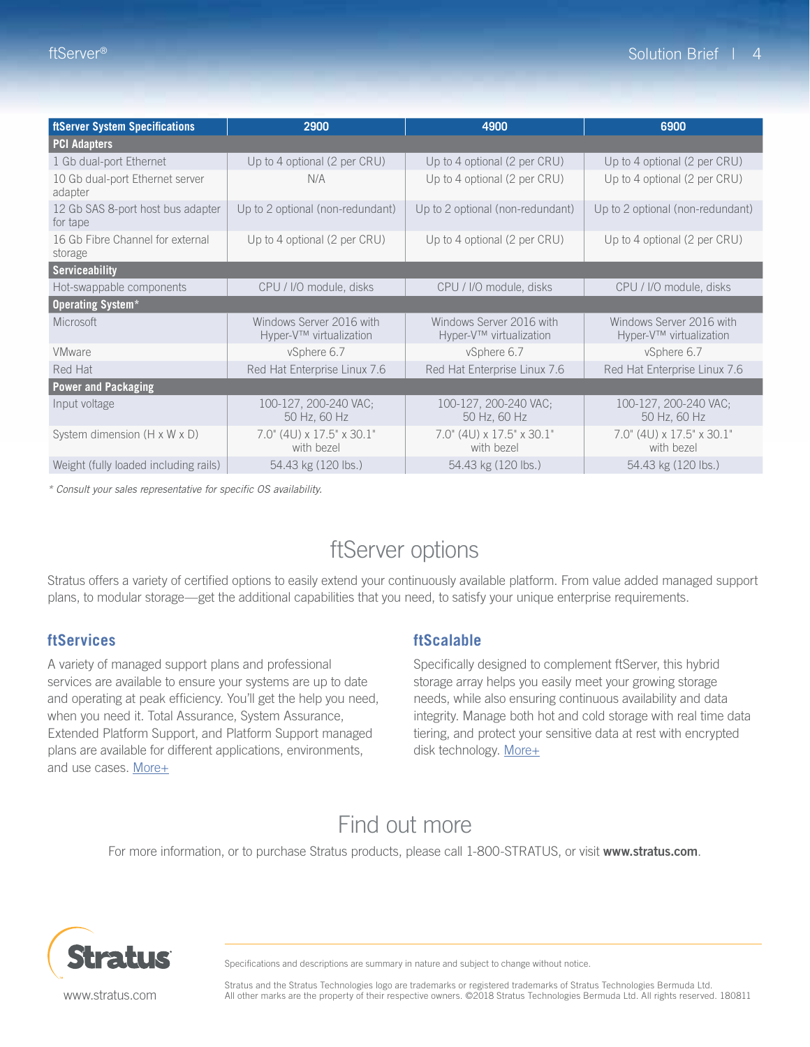| ftServer System Specifications | 2900 | 4900 | 6900 |
|---|---|---|---|
| **PCI Adapters** | | | |
| 1 Gb dual-port Ethernet | Up to 4 optional (2 per CRU) | Up to 4 optional (2 per CRU) | Up to 4 optional (2 per CRU) |
| 10 Gb dual-port Ethernet server adapter | N/A | Up to 4 optional (2 per CRU) | Up to 4 optional (2 per CRU) |
| 12 Gb SAS 8-port host bus adapter for tape | Up to 2 optional (non-redundant) | Up to 2 optional (non-redundant) | Up to 2 optional (non-redundant) |
| 16 Gb Fibre Channel for external storage | Up to 4 optional (2 per CRU) | Up to 4 optional (2 per CRU) | Up to 4 optional (2 per CRU) |
| **Serviceability** | | | |
| Hot-swappable components | CPU / I/O module, disks | CPU / I/O module, disks | CPU / I/O module, disks |
| **Operating System*** | | | |
| Microsoft | Windows Server 2016 with Hyper-V™ virtualization | Windows Server 2016 with Hyper-V™ virtualization | Windows Server 2016 with Hyper-V™ virtualization |
| VMware | vSphere 6.7 | vSphere 6.7 | vSphere 6.7 |
| Red Hat | Red Hat Enterprise Linux 7.6 | Red Hat Enterprise Linux 7.6 | Red Hat Enterprise Linux 7.6 |
| **Power and Packaging** | | | |
| Input voltage | 100-127, 200-240 VAC; 50 Hz, 60 Hz | 100-127, 200-240 VAC; 50 Hz, 60 Hz | 100-127, 200-240 VAC; 50 Hz, 60 Hz |
| System dimension (H x W x D) | 7.0" (4U) x 17.5" x 30.1" with bezel | 7.0" (4U) x 17.5" x 30.1" with bezel | 7.0" (4U) x 17.5" x 30.1" with bezel |
| Weight (fully loaded including rails) | 54.43 kg (120 lbs.) | 54.43 kg (120 lbs.) | 54.43 kg (120 lbs.) |

*\* Consult your sales representative for specific OS availability.*

# ftServer options

Stratus offers a variety of certified options to easily extend your continuously available platform. From value added managed support plans, to modular storage—get the additional capabilities that you need, to satisfy your unique enterprise requirements.

## ftServices

A variety of managed support plans and professional services are available to ensure your systems are up to date and operating at peak efficiency. You'll get the help you need, when you need it. Total Assurance, System Assurance, Extended Platform Support, and Platform Support managed plans are available for different applications, environments, and use cases. More+

## ftScalable

Specifically designed to complement ftServer, this hybrid storage array helps you easily meet your growing storage needs, while also ensuring continuous availability and data integrity. Manage both hot and cold storage with real time data tiering, and protect your sensitive data at rest with encrypted disk technology. More+

# Find out more

For more information, or to purchase Stratus products, please call 1-800-STRATUS, or visit **www.stratus.com**.

Stratus

www.stratus.com

Specifications and descriptions are summary in nature and subject to change without notice.

Stratus and the Stratus Technologies logo are trademarks or registered trademarks of Stratus Technologies Bermuda Ltd.
All other marks are the property of their respective owners. ©2018 Stratus Technologies Bermuda Ltd. All rights reserved. 180811